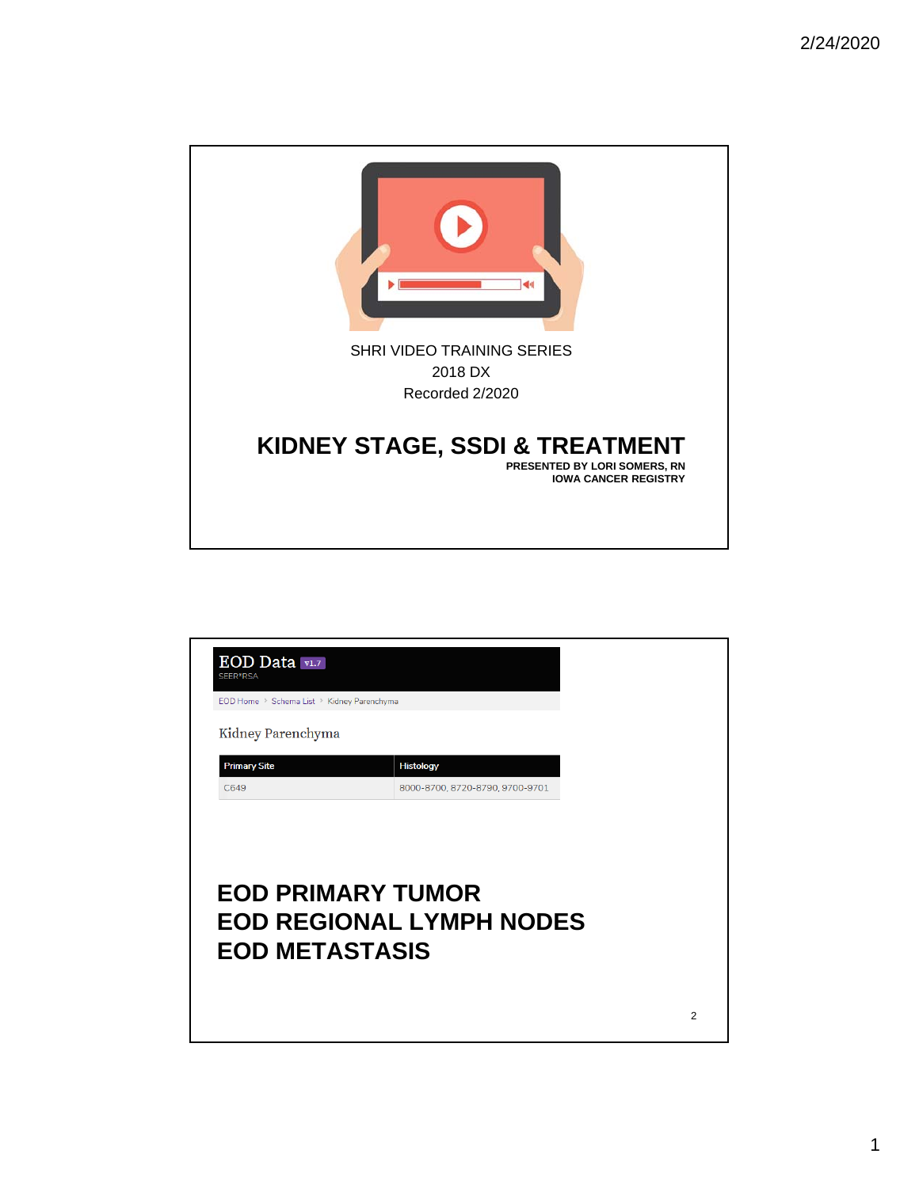SHRI VIDEO TRAINING SERIES
2018 DX
Recorded 2/2020

# KIDNEY STAGE, SSDI & TREATMENT

**PRESENTED BY LORI SOMERS, RN**
**IOWA CANCER REGISTRY**

---

EOD Data v1.7
SEER*RSA

EOD Home › Schema List › Kidney Parenchyma

Kidney Parenchyma

| Primary Site | Histology |
| --- | --- |
| C649 | 8000-8700, 8720-8790, 9700-9701 |

## EOD PRIMARY TUMOR
## EOD REGIONAL LYMPH NODES
## EOD METASTASIS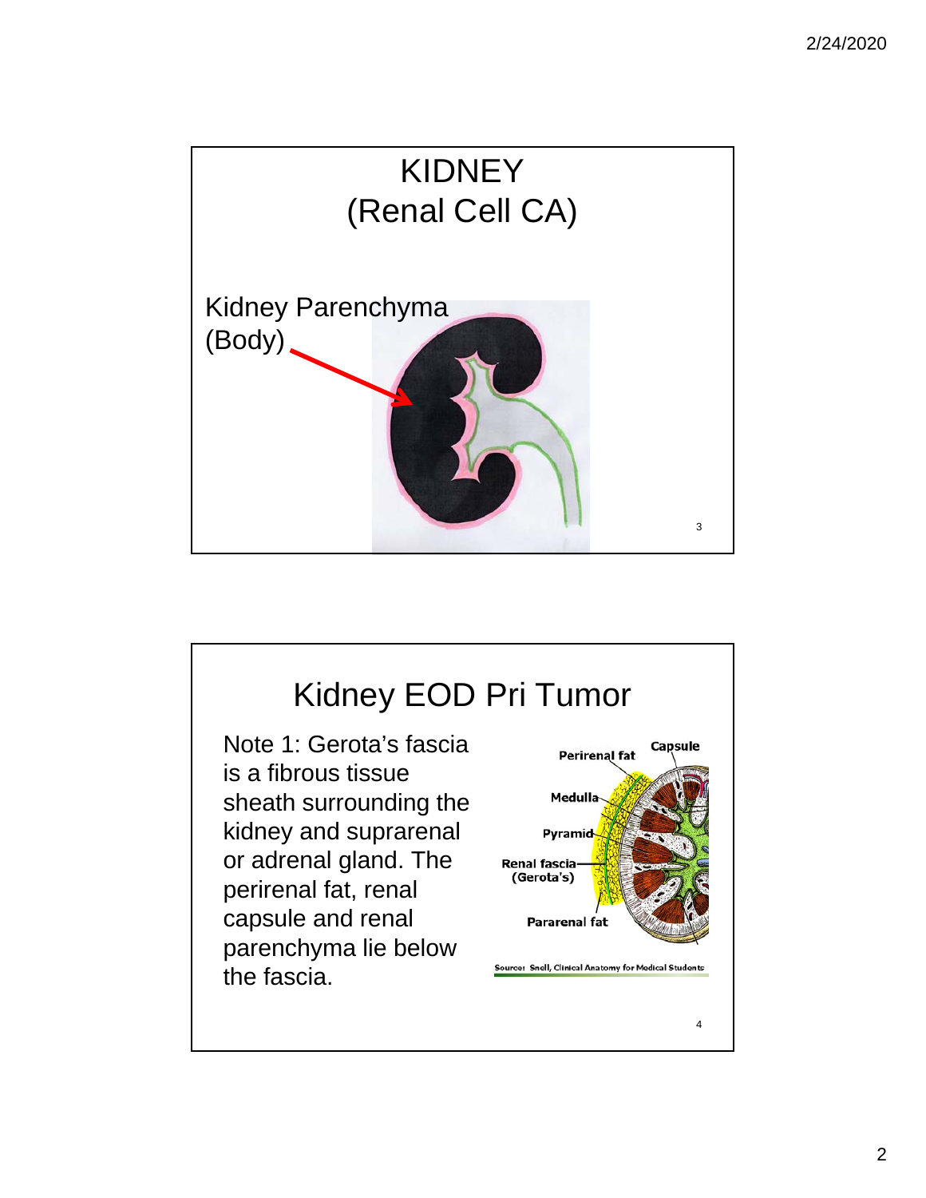# KIDNEY
## (Renal Cell CA)

Kidney Parenchyma (Body)

# Kidney EOD Pri Tumor

Note 1: Gerota's fascia is a fibrous tissue sheath surrounding the kidney and suprarenal or adrenal gland. The perirenal fat, renal capsule and renal parenchyma lie below the fascia.

Perirenal fat, Capsule, Medulla, Pyramid, Renal fascia (Gerota's), Pararenal fat

Source: Snell, Clinical Anatomy for Medical Students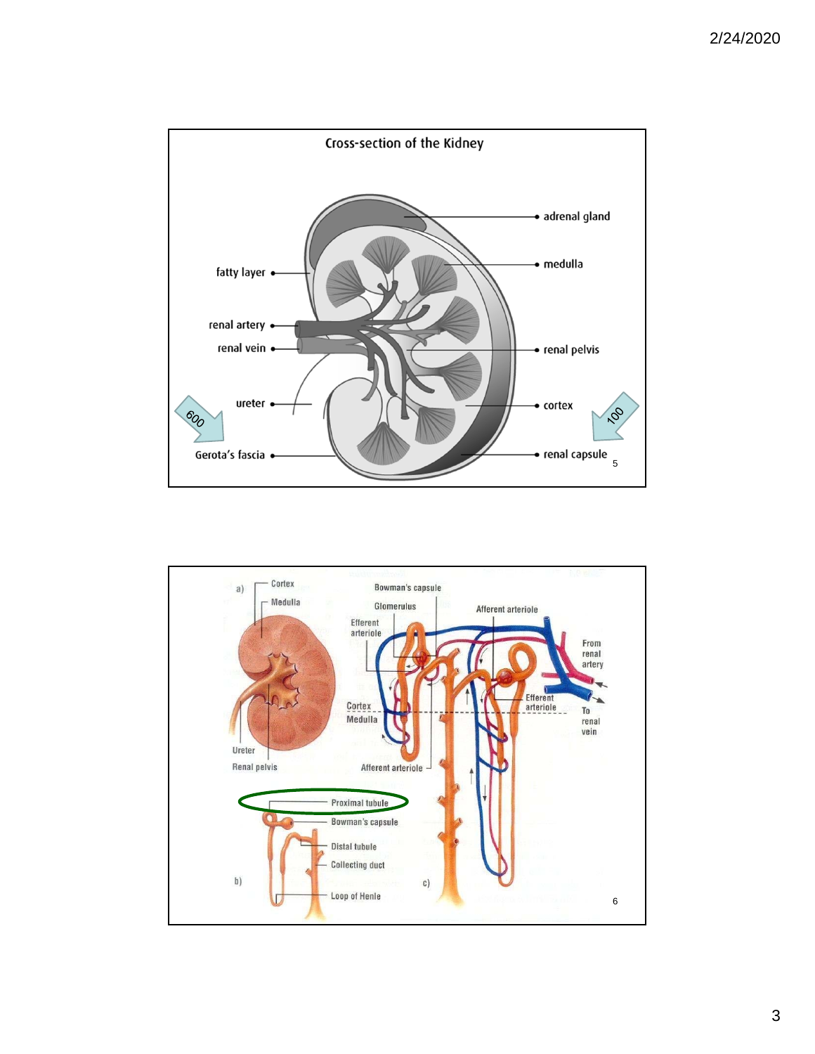## Cross-section of the Kidney

- adrenal gland
- medulla
- fatty layer
- renal artery
- renal vein
- renal pelvis
- ureter
- cortex
- Gerota's fascia
- renal capsule

600

100

---

a) Cortex, Medulla, Ureter, Renal pelvis

Bowman's capsule, Glomerulus, Efferent arteriole, Afferent arteriole, From renal artery, Cortex, Medulla, Efferent arteriole, To renal vein, Afferent arteriole

b) Proximal tubule, Bowman's capsule, Distal tubule, Collecting duct, Loop of Henle

c)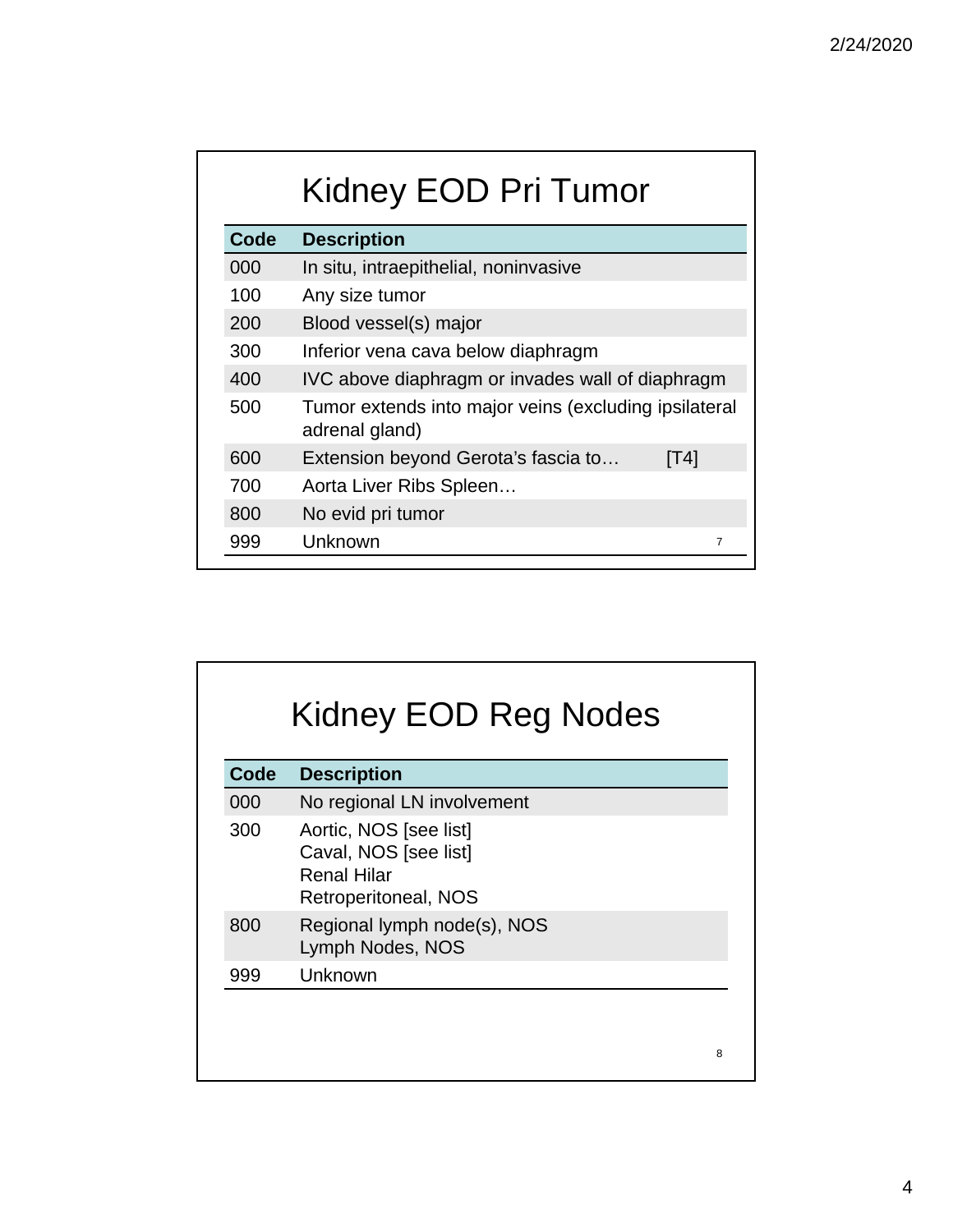## Kidney EOD Pri Tumor

| Code | Description |
|---|---|
| 000 | In situ, intraepithelial, noninvasive |
| 100 | Any size tumor |
| 200 | Blood vessel(s) major |
| 300 | Inferior vena cava below diaphragm |
| 400 | IVC above diaphragm or invades wall of diaphragm |
| 500 | Tumor extends into major veins (excluding ipsilateral adrenal gland) |
| 600 | Extension beyond Gerota's fascia to… [T4] |
| 700 | Aorta Liver Ribs Spleen… |
| 800 | No evid pri tumor |
| 999 | Unknown |

## Kidney EOD Reg Nodes

| Code | Description |
|---|---|
| 000 | No regional LN involvement |
| 300 | Aortic, NOS [see list]<br>Caval, NOS [see list]<br>Renal Hilar<br>Retroperitoneal, NOS |
| 800 | Regional lymph node(s), NOS<br>Lymph Nodes, NOS |
| 999 | Unknown |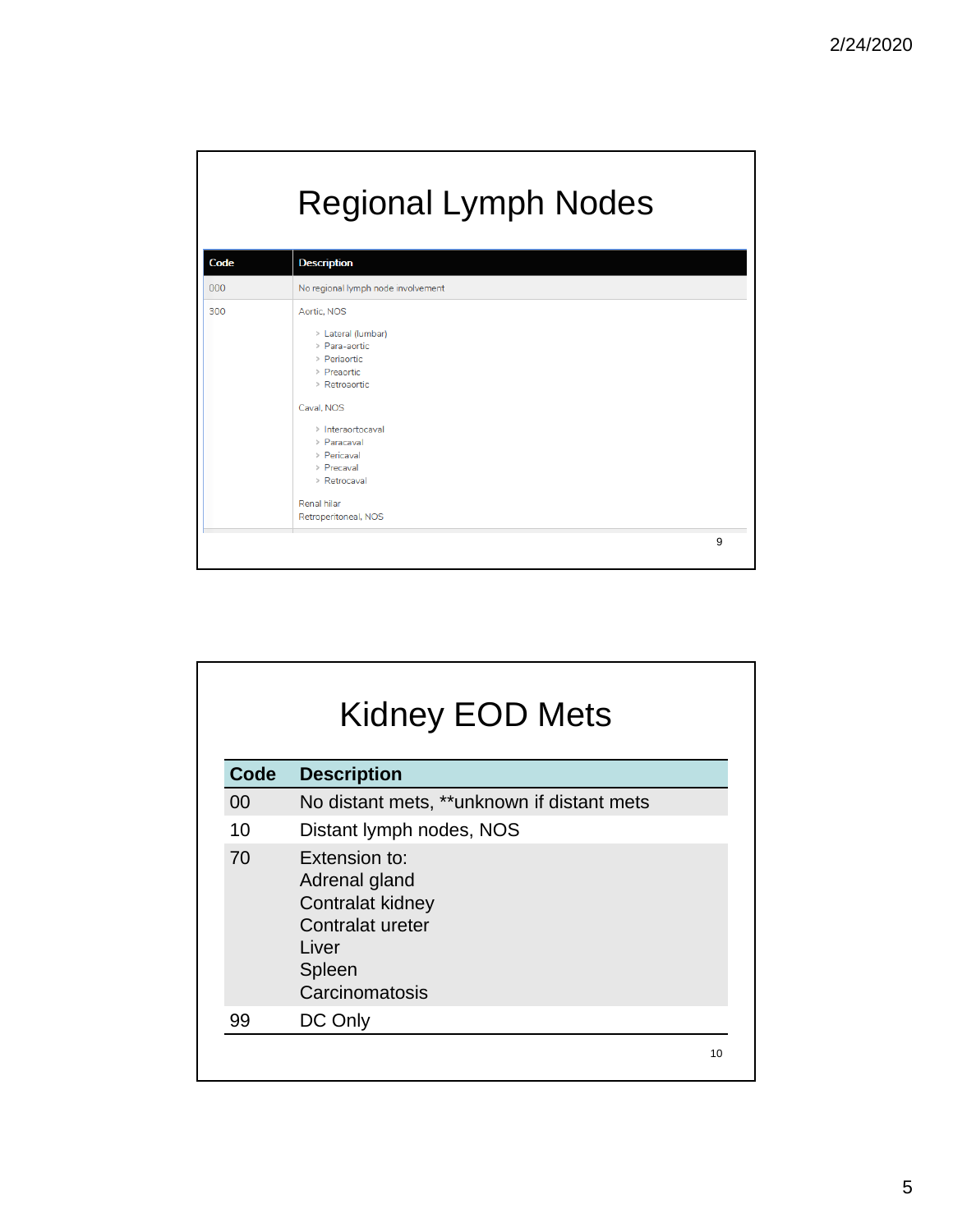# Regional Lymph Nodes

| Code | Description |
|---|---|
| 000 | No regional lymph node involvement |
| 300 | Aortic, NOS<br>› Lateral (lumbar)<br>› Para-aortic<br>› Periaortic<br>› Preaortic<br>› Retroaortic<br><br>Caval, NOS<br>› Interaortocaval<br>› Paracaval<br>› Pericaval<br>› Precaval<br>› Retrocaval<br><br>Renal hilar<br>Retroperitoneal, NOS |

# Kidney EOD Mets

| Code | Description |
|---|---|
| 00 | No distant mets, **unknown if distant mets |
| 10 | Distant lymph nodes, NOS |
| 70 | Extension to:<br>Adrenal gland<br>Contralat kidney<br>Contralat ureter<br>Liver<br>Spleen<br>Carcinomatosis |
| 99 | DC Only |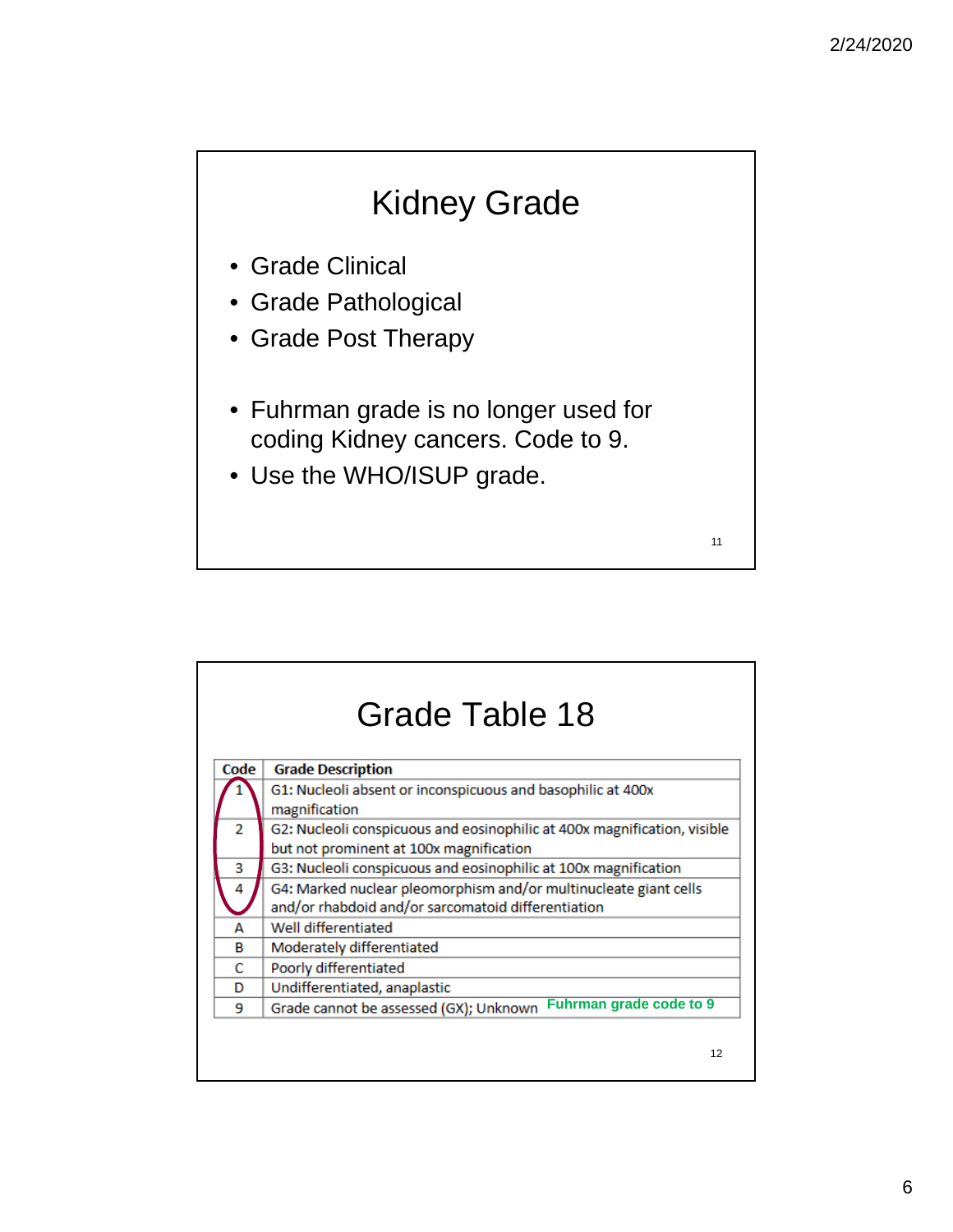## Kidney Grade

- Grade Clinical
- Grade Pathological
- Grade Post Therapy

- Fuhrman grade is no longer used for coding Kidney cancers. Code to 9.
- Use the WHO/ISUP grade.

## Grade Table 18

| Code | Grade Description |
|---|---|
| 1 | G1: Nucleoli absent or inconspicuous and basophilic at 400x magnification |
| 2 | G2: Nucleoli conspicuous and eosinophilic at 400x magnification, visible but not prominent at 100x magnification |
| 3 | G3: Nucleoli conspicuous and eosinophilic at 100x magnification |
| 4 | G4: Marked nuclear pleomorphism and/or multinucleate giant cells and/or rhabdoid and/or sarcomatoid differentiation |
| A | Well differentiated |
| B | Moderately differentiated |
| C | Poorly differentiated |
| D | Undifferentiated, anaplastic |
| 9 | Grade cannot be assessed (GX); Unknown **Fuhrman grade code to 9** |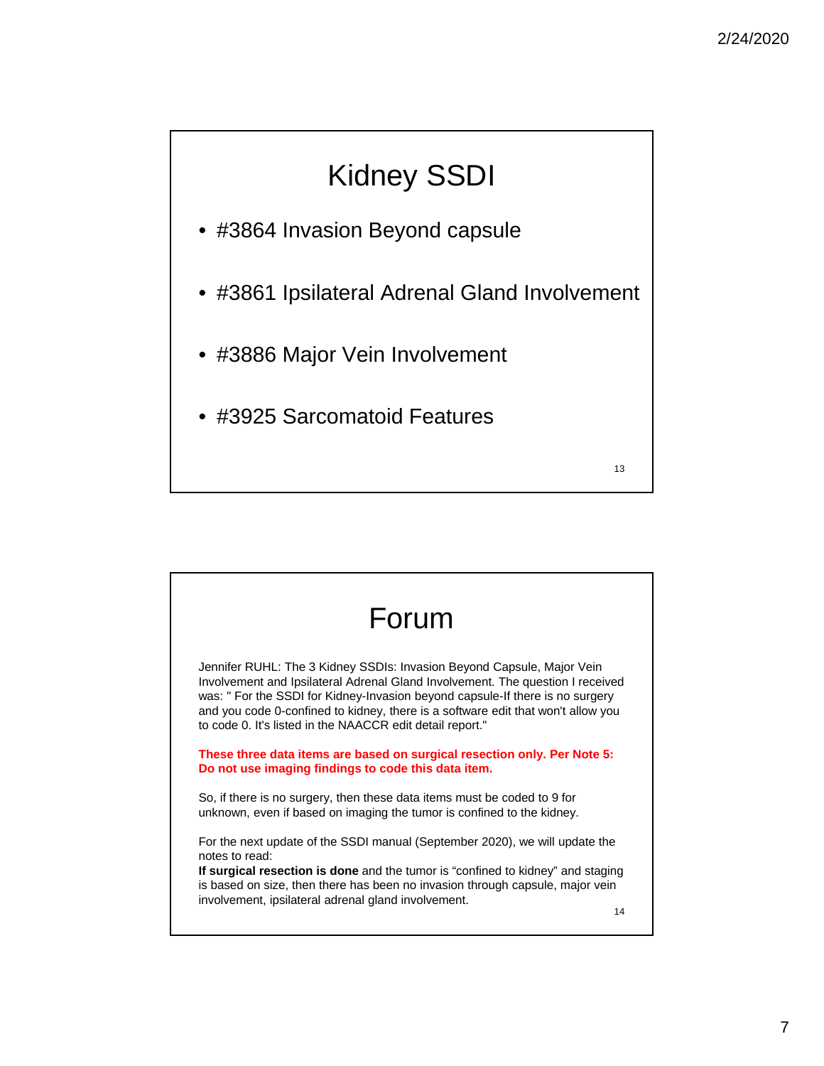# Kidney SSDI

- #3864 Invasion Beyond capsule
- #3861 Ipsilateral Adrenal Gland Involvement
- #3886 Major Vein Involvement
- #3925 Sarcomatoid Features

# Forum

Jennifer RUHL: The 3 Kidney SSDIs: Invasion Beyond Capsule, Major Vein Involvement and Ipsilateral Adrenal Gland Involvement. The question I received was: " For the SSDI for Kidney-Invasion beyond capsule-If there is no surgery and you code 0-confined to kidney, there is a software edit that won't allow you to code 0. It's listed in the NAACCR edit detail report."

**These three data items are based on surgical resection only. Per Note 5: Do not use imaging findings to code this data item.**

So, if there is no surgery, then these data items must be coded to 9 for unknown, even if based on imaging the tumor is confined to the kidney.

For the next update of the SSDI manual (September 2020), we will update the notes to read:
**If surgical resection is done** and the tumor is "confined to kidney" and staging is based on size, then there has been no invasion through capsule, major vein involvement, ipsilateral adrenal gland involvement.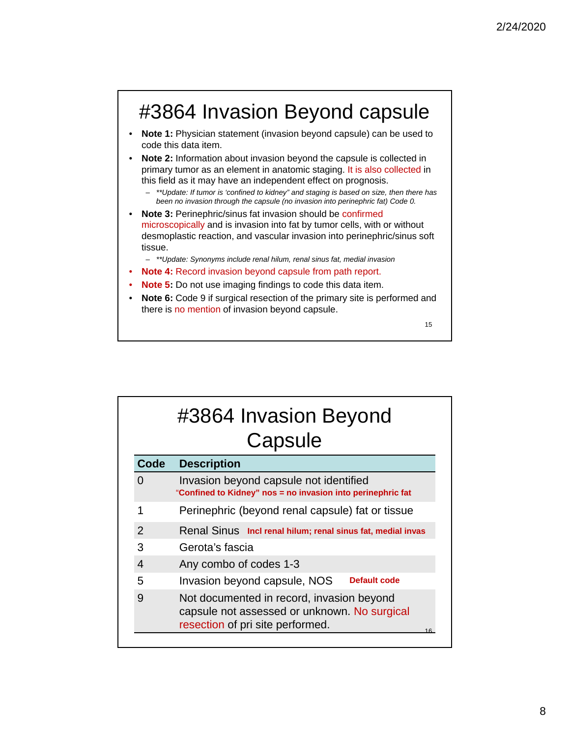# #3864 Invasion Beyond capsule

- **Note 1:** Physician statement (invasion beyond capsule) can be used to code this data item.
- **Note 2:** Information about invasion beyond the capsule is collected in primary tumor as an element in anatomic staging. It is also collected in this field as it may have an independent effect on prognosis.
  - *\*\*Update: If tumor is 'confined to kidney" and staging is based on size, then there has been no invasion through the capsule (no invasion into perinephric fat) Code 0.*
- **Note 3:** Perinephric/sinus fat invasion should be confirmed microscopically and is invasion into fat by tumor cells, with or without desmoplastic reaction, and vascular invasion into perinephric/sinus soft tissue.
  - *\*\*Update: Synonyms include renal hilum, renal sinus fat, medial invasion*
- **Note 4:** Record invasion beyond capsule from path report.
- **Note 5:** Do not use imaging findings to code this data item.
- **Note 6:** Code 9 if surgical resection of the primary site is performed and there is no mention of invasion beyond capsule.

# #3864 Invasion Beyond Capsule

| Code | Description |
|---|---|
| 0 | Invasion beyond capsule not identified<br>**"Confined to Kidney" nos = no invasion into perinephric fat** |
| 1 | Perinephric (beyond renal capsule) fat or tissue |
| 2 | Renal Sinus **Incl renal hilum; renal sinus fat, medial invas** |
| 3 | Gerota's fascia |
| 4 | Any combo of codes 1-3 |
| 5 | Invasion beyond capsule, NOS **Default code** |
| 9 | Not documented in record, invasion beyond capsule not assessed or unknown. No surgical resection of pri site performed. |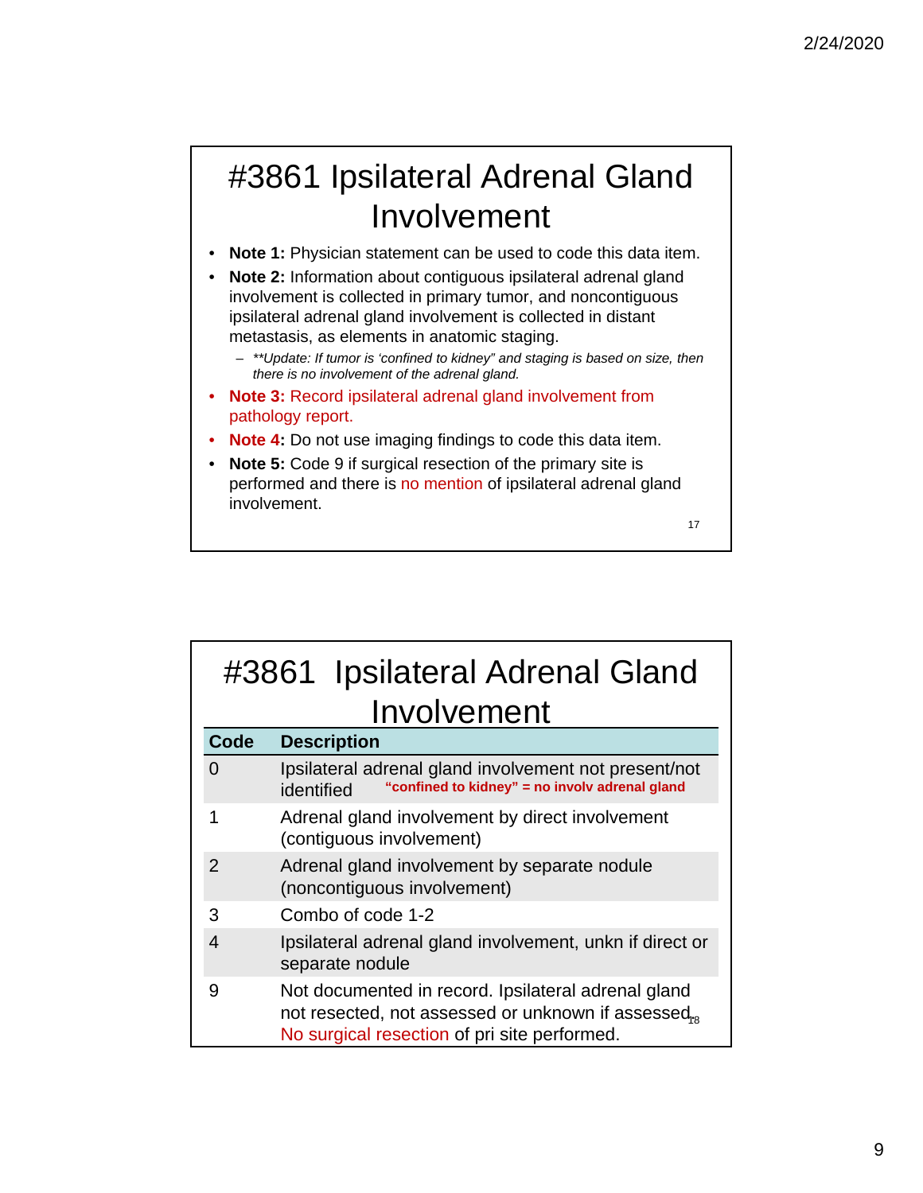# #3861 Ipsilateral Adrenal Gland Involvement

- **Note 1:** Physician statement can be used to code this data item.
- **Note 2:** Information about contiguous ipsilateral adrenal gland involvement is collected in primary tumor, and noncontiguous ipsilateral adrenal gland involvement is collected in distant metastasis, as elements in anatomic staging.
  - *\*\*Update: If tumor is 'confined to kidney" and staging is based on size, then there is no involvement of the adrenal gland.*
- **Note 3:** Record ipsilateral adrenal gland involvement from pathology report.
- **Note 4:** Do not use imaging findings to code this data item.
- **Note 5:** Code 9 if surgical resection of the primary site is performed and there is no mention of ipsilateral adrenal gland involvement.

# #3861 Ipsilateral Adrenal Gland Involvement

| Code | Description |
|---|---|
| 0 | Ipsilateral adrenal gland involvement not present/not identified **"confined to kidney" = no involv adrenal gland** |
| 1 | Adrenal gland involvement by direct involvement (contiguous involvement) |
| 2 | Adrenal gland involvement by separate nodule (noncontiguous involvement) |
| 3 | Combo of code 1-2 |
| 4 | Ipsilateral adrenal gland involvement, unkn if direct or separate nodule |
| 9 | Not documented in record. Ipsilateral adrenal gland not resected, not assessed or unknown if assessed. No surgical resection of pri site performed. |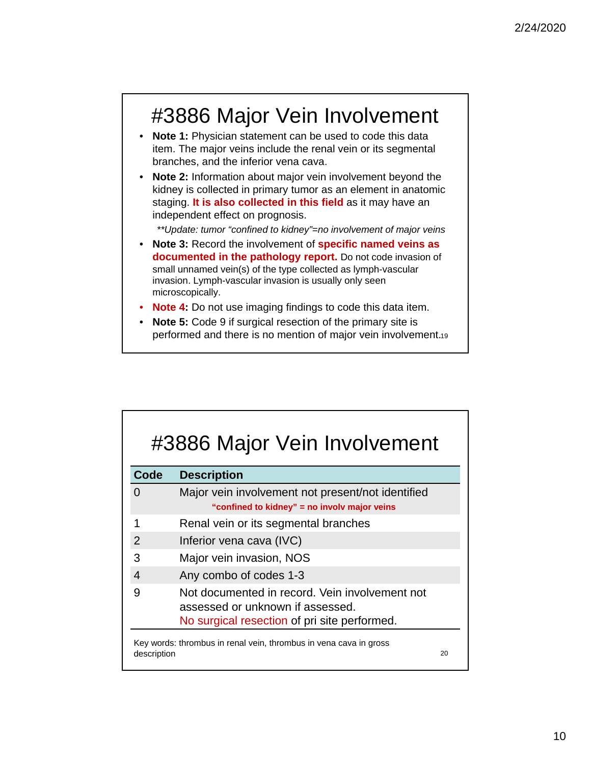# #3886 Major Vein Involvement

- **Note 1:** Physician statement can be used to code this data item. The major veins include the renal vein or its segmental branches, and the inferior vena cava.
- **Note 2:** Information about major vein involvement beyond the kidney is collected in primary tumor as an element in anatomic staging. **It is also collected in this field** as it may have an independent effect on prognosis.

  *\*\*Update: tumor "confined to kidney"=no involvement of major veins*
- **Note 3:** Record the involvement of **specific named veins as documented in the pathology report.** Do not code invasion of small unnamed vein(s) of the type collected as lymph-vascular invasion. Lymph-vascular invasion is usually only seen microscopically.
- **Note 4:** Do not use imaging findings to code this data item.
- **Note 5:** Code 9 if surgical resection of the primary site is performed and there is no mention of major vein involvement.

# #3886 Major Vein Involvement

| Code | Description |
|---|---|
| 0 | Major vein involvement not present/not identified<br>**"confined to kidney" = no involv major veins** |
| 1 | Renal vein or its segmental branches |
| 2 | Inferior vena cava (IVC) |
| 3 | Major vein invasion, NOS |
| 4 | Any combo of codes 1-3 |
| 9 | Not documented in record. Vein involvement not assessed or unknown if assessed.<br>No surgical resection of pri site performed. |

Key words: thrombus in renal vein, thrombus in vena cava in gross description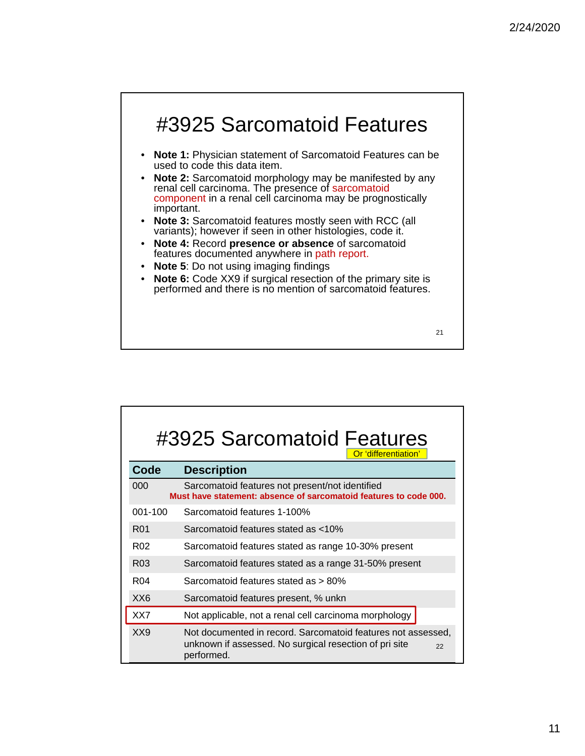# #3925 Sarcomatoid Features

- **Note 1:** Physician statement of Sarcomatoid Features can be used to code this data item.
- **Note 2:** Sarcomatoid morphology may be manifested by any renal cell carcinoma. The presence of sarcomatoid component in a renal cell carcinoma may be prognostically important.
- **Note 3:** Sarcomatoid features mostly seen with RCC (all variants); however if seen in other histologies, code it.
- **Note 4:** Record **presence or absence** of sarcomatoid features documented anywhere in path report.
- **Note 5**: Do not using imaging findings
- **Note 6:** Code XX9 if surgical resection of the primary site is performed and there is no mention of sarcomatoid features.

# #3925 Sarcomatoid Features

Or 'differentiation'

| Code | Description |
|---|---|
| 000 | Sarcomatoid features not present/not identified **Must have statement: absence of sarcomatoid features to code 000.** |
| 001-100 | Sarcomatoid features 1-100% |
| R01 | Sarcomatoid features stated as <10% |
| R02 | Sarcomatoid features stated as range 10-30% present |
| R03 | Sarcomatoid features stated as a range 31-50% present |
| R04 | Sarcomatoid features stated as > 80% |
| XX6 | Sarcomatoid features present, % unkn |
| XX7 | Not applicable, not a renal cell carcinoma morphology |
| XX9 | Not documented in record. Sarcomatoid features not assessed, unknown if assessed. No surgical resection of pri site performed. |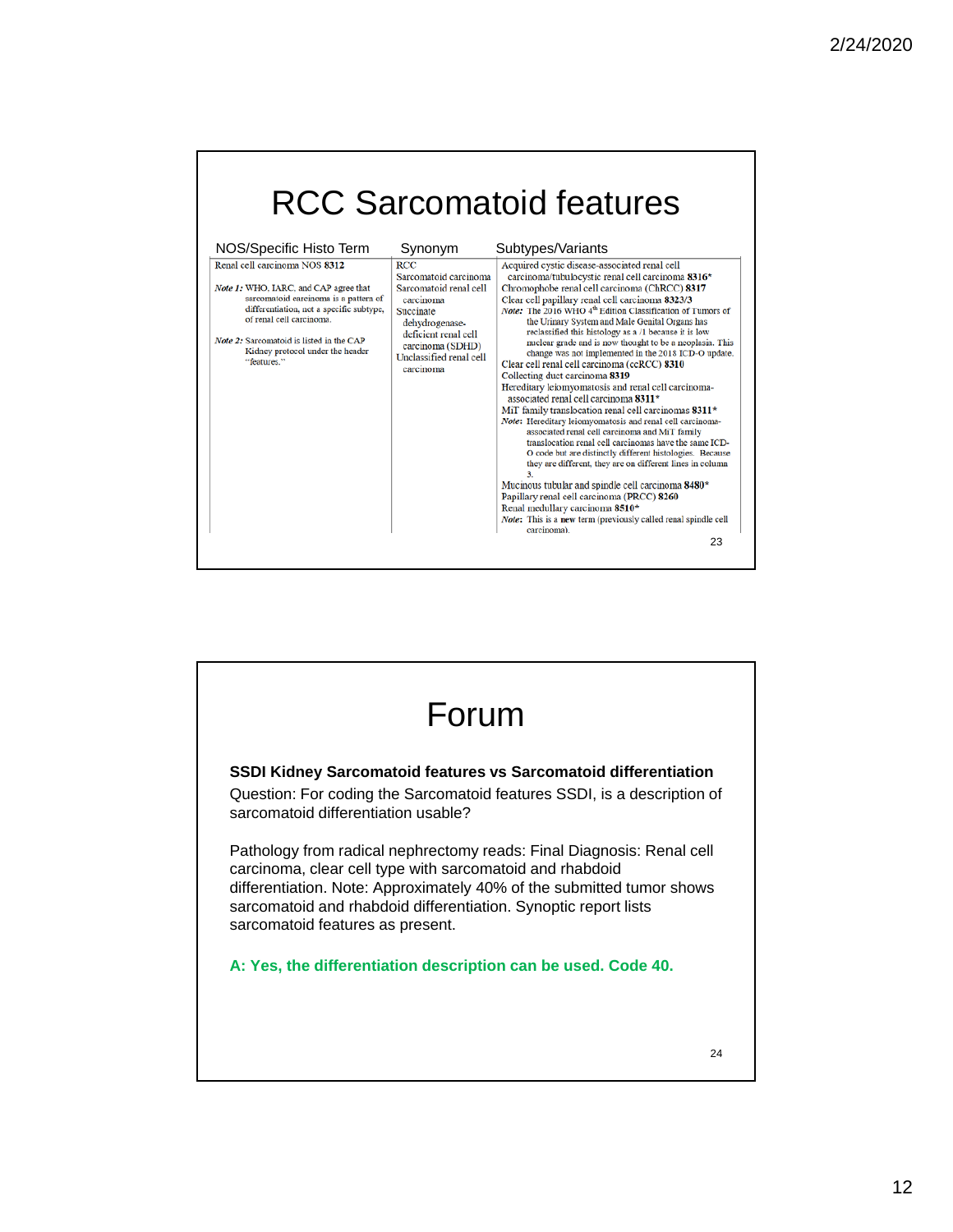# RCC Sarcomatoid features

| NOS/Specific Histo Term | Synonym | Subtypes/Variants |
|---|---|---|
| Renal cell carcinoma NOS **8312**<br><br>*Note 1:* WHO, IARC, and CAP agree that sarcomatoid carcinoma is a pattern of differentiation, not a specific subtype, of renal cell carcinoma.<br><br>*Note 2:* Sarcomatoid is listed in the CAP Kidney protocol under the header "features." | RCC<br>Sarcomatoid carcinoma<br>Sarcomatoid renal cell carcinoma<br>Succinate dehydrogenase-deficient renal cell carcinoma (SDHD)<br>Unclassified renal cell carcinoma | Acquired cystic disease-associated renal cell carcinoma/tubulocystic renal cell carcinoma **8316***<br>Chromophobe renal cell carcinoma (ChRCC) **8317**<br>Clear cell papillary renal cell carcinoma **8323/3**<br>*Note:* The 2016 WHO 4th Edition Classification of Tumors of the Urinary System and Male Genital Organs has reclassified this histology as a /1 because it is low nuclear grade and is now thought to be a neoplasia. This change was not implemented in the 2018 ICD-O update.<br>Clear cell renal cell carcinoma (ccRCC) **8310**<br>Collecting duct carcinoma **8319**<br>Hereditary leiomyomatosis and renal cell carcinoma-associated renal cell carcinoma **8311***<br>MiT family translocation renal cell carcinomas **8311***<br>*Note:* Hereditary leiomyomatosis and renal cell carcinoma-associated renal cell carcinoma and MiT family translocation renal cell carcinomas have the same ICD-O code but are distinctly different histologies. Because they are different, they are on different lines in column 3.<br>Mucinous tubular and spindle cell carcinoma **8480***<br>Papillary renal cell carcinoma (PRCC) **8260**<br>Renal medullary carcinoma **8510***<br>*Note:* This is a **new** term (previously called renal spindle cell carcinoma). |

# Forum

**SSDI Kidney Sarcomatoid features vs Sarcomatoid differentiation**

Question: For coding the Sarcomatoid features SSDI, is a description of sarcomatoid differentiation usable?

Pathology from radical nephrectomy reads: Final Diagnosis: Renal cell carcinoma, clear cell type with sarcomatoid and rhabdoid differentiation. Note: Approximately 40% of the submitted tumor shows sarcomatoid and rhabdoid differentiation. Synoptic report lists sarcomatoid features as present.

**A: Yes, the differentiation description can be used. Code 40.**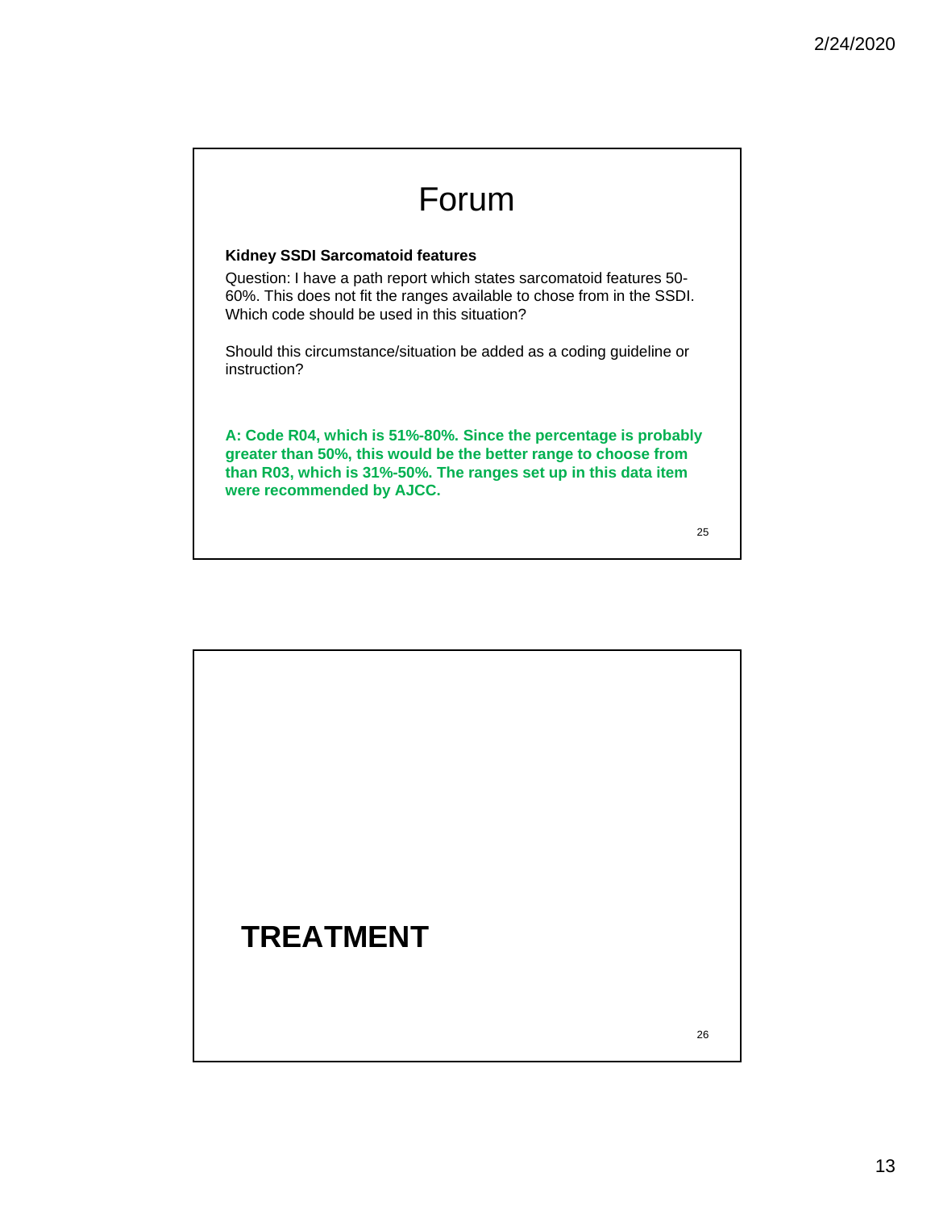# Forum

**Kidney SSDI Sarcomatoid features**

Question: I have a path report which states sarcomatoid features 50-60%. This does not fit the ranges available to chose from in the SSDI. Which code should be used in this situation?

Should this circumstance/situation be added as a coding guideline or instruction?

**A: Code R04, which is 51%-80%. Since the percentage is probably greater than 50%, this would be the better range to choose from than R03, which is 31%-50%. The ranges set up in this data item were recommended by AJCC.**

# TREATMENT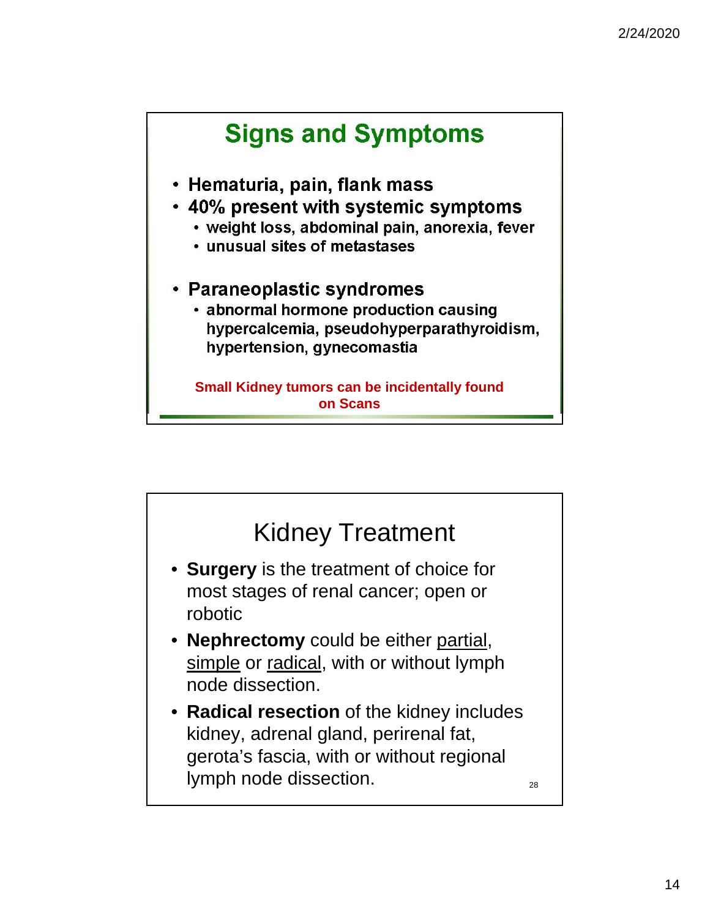## Signs and Symptoms

- Hematuria, pain, flank mass
- 40% present with systemic symptoms
  - weight loss, abdominal pain, anorexia, fever
  - unusual sites of metastases
- Paraneoplastic syndromes
  - abnormal hormone production causing hypercalcemia, pseudohyperparathyroidism, hypertension, gynecomastia

**Small Kidney tumors can be incidentally found on Scans**

## Kidney Treatment

- **Surgery** is the treatment of choice for most stages of renal cancer; open or robotic
- **Nephrectomy** could be either <u>partial</u>, <u>simple</u> or <u>radical</u>, with or without lymph node dissection.
- **Radical resection** of the kidney includes kidney, adrenal gland, perirenal fat, gerota's fascia, with or without regional lymph node dissection.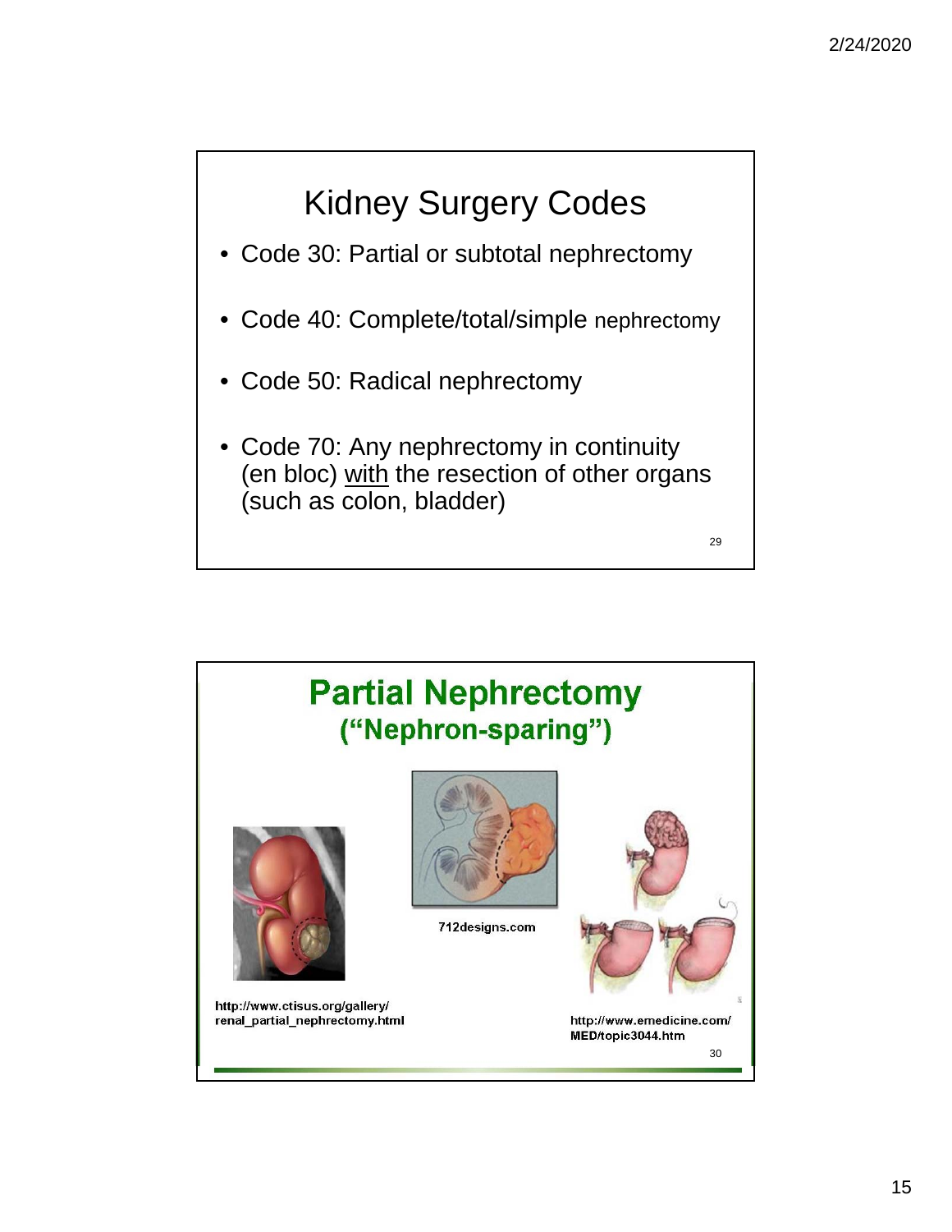## Kidney Surgery Codes

- Code 30: Partial or subtotal nephrectomy
- Code 40: Complete/total/simple nephrectomy
- Code 50: Radical nephrectomy
- Code 70: Any nephrectomy in continuity (en bloc) <u>with</u> the resection of other organs (such as colon, bladder)

## Partial Nephrectomy ("Nephron-sparing")

http://www.ctisus.org/gallery/renal_partial_nephrectomy.html

712designs.com

http://www.emedicine.com/MED/topic3044.htm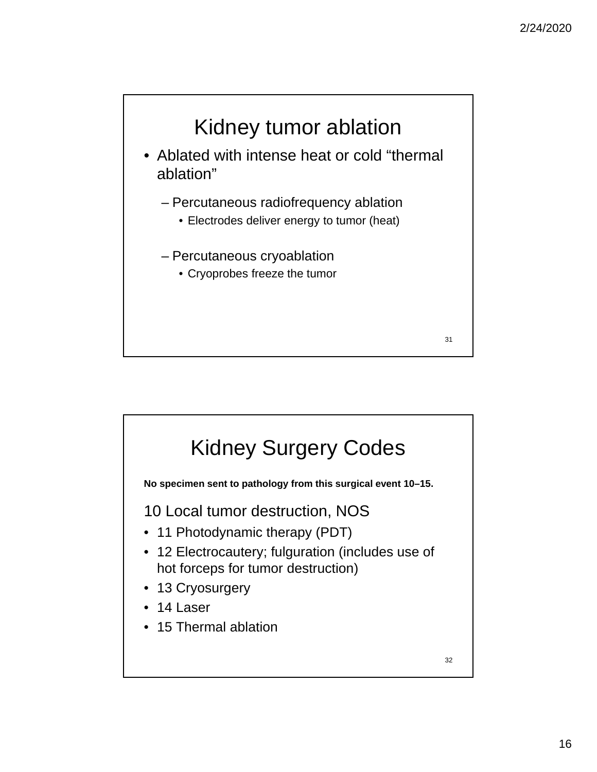## Kidney tumor ablation

- Ablated with intense heat or cold "thermal ablation"
  - Percutaneous radiofrequency ablation
    - Electrodes deliver energy to tumor (heat)
  - Percutaneous cryoablation
    - Cryoprobes freeze the tumor

## Kidney Surgery Codes

**No specimen sent to pathology from this surgical event 10–15.**

10 Local tumor destruction, NOS

- 11 Photodynamic therapy (PDT)
- 12 Electrocautery; fulguration (includes use of hot forceps for tumor destruction)
- 13 Cryosurgery
- 14 Laser
- 15 Thermal ablation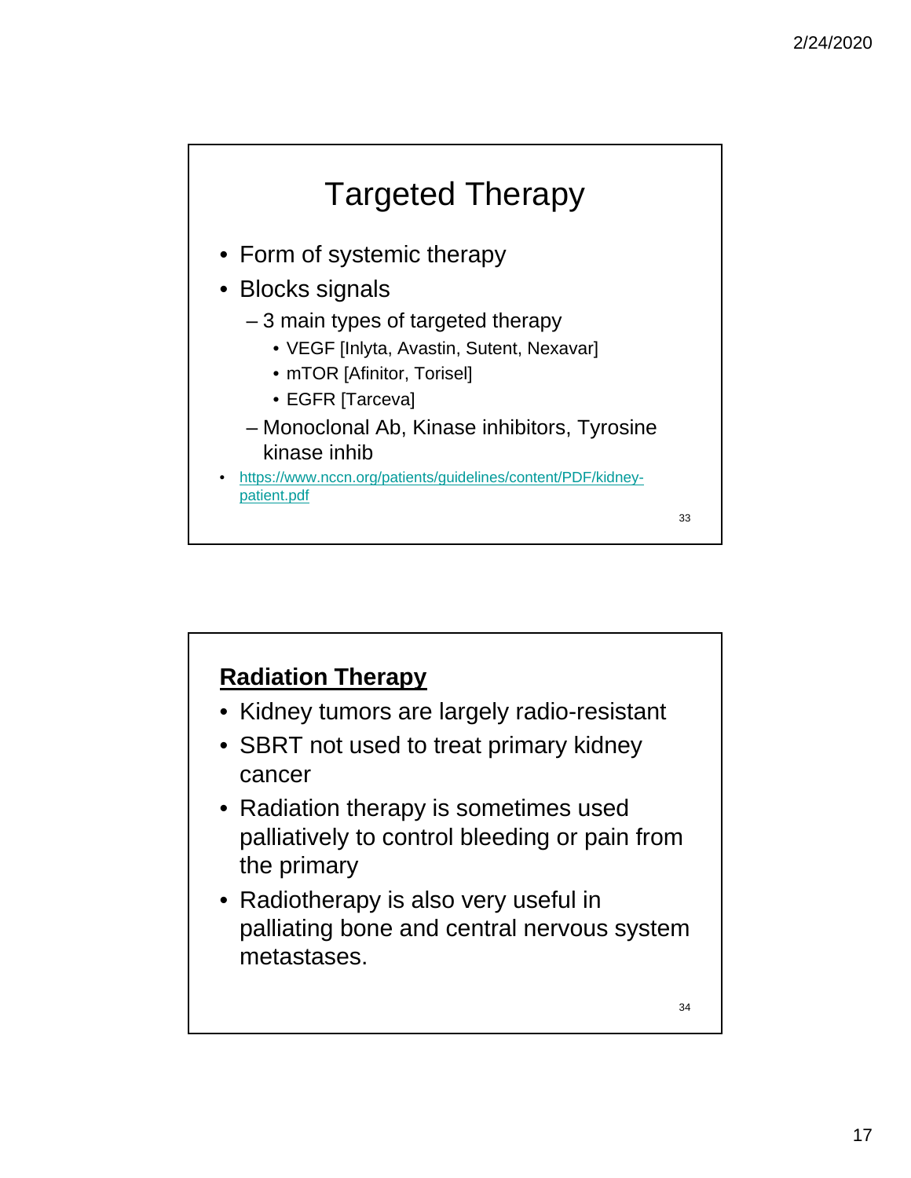# Targeted Therapy

- Form of systemic therapy
- Blocks signals
  - 3 main types of targeted therapy
    - VEGF [Inlyta, Avastin, Sutent, Nexavar]
    - mTOR [Afinitor, Torisel]
    - EGFR [Tarceva]
  - Monoclonal Ab, Kinase inhibitors, Tyrosine kinase inhib
- https://www.nccn.org/patients/guidelines/content/PDF/kidney-patient.pdf

## **Radiation Therapy**

- Kidney tumors are largely radio-resistant
- SBRT not used to treat primary kidney cancer
- Radiation therapy is sometimes used palliatively to control bleeding or pain from the primary
- Radiotherapy is also very useful in palliating bone and central nervous system metastases.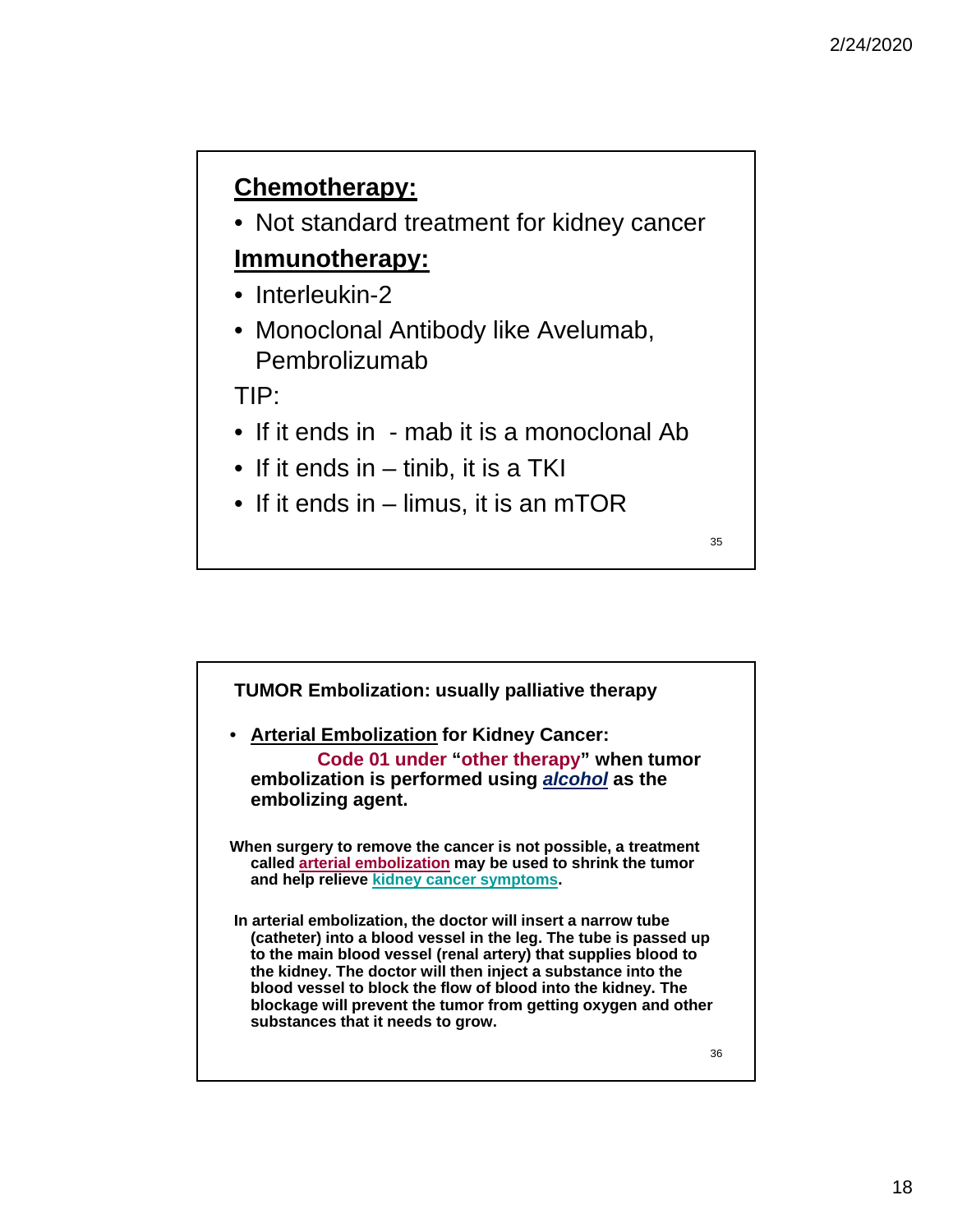## Chemotherapy:

- Not standard treatment for kidney cancer

## Immunotherapy:

- Interleukin-2
- Monoclonal Antibody like Avelumab, Pembrolizumab

TIP:

- If it ends in - mab it is a monoclonal Ab
- If it ends in – tinib, it is a TKI
- If it ends in – limus, it is an mTOR

**TUMOR Embolization: usually palliative therapy**

- **Arterial Embolization for Kidney Cancer:**
  **Code 01 under "other therapy" when tumor embolization is performed using *alcohol* as the embolizing agent.**

**When surgery to remove the cancer is not possible, a treatment called arterial embolization may be used to shrink the tumor and help relieve kidney cancer symptoms.**

**In arterial embolization, the doctor will insert a narrow tube (catheter) into a blood vessel in the leg. The tube is passed up to the main blood vessel (renal artery) that supplies blood to the kidney. The doctor will then inject a substance into the blood vessel to block the flow of blood into the kidney. The blockage will prevent the tumor from getting oxygen and other substances that it needs to grow.**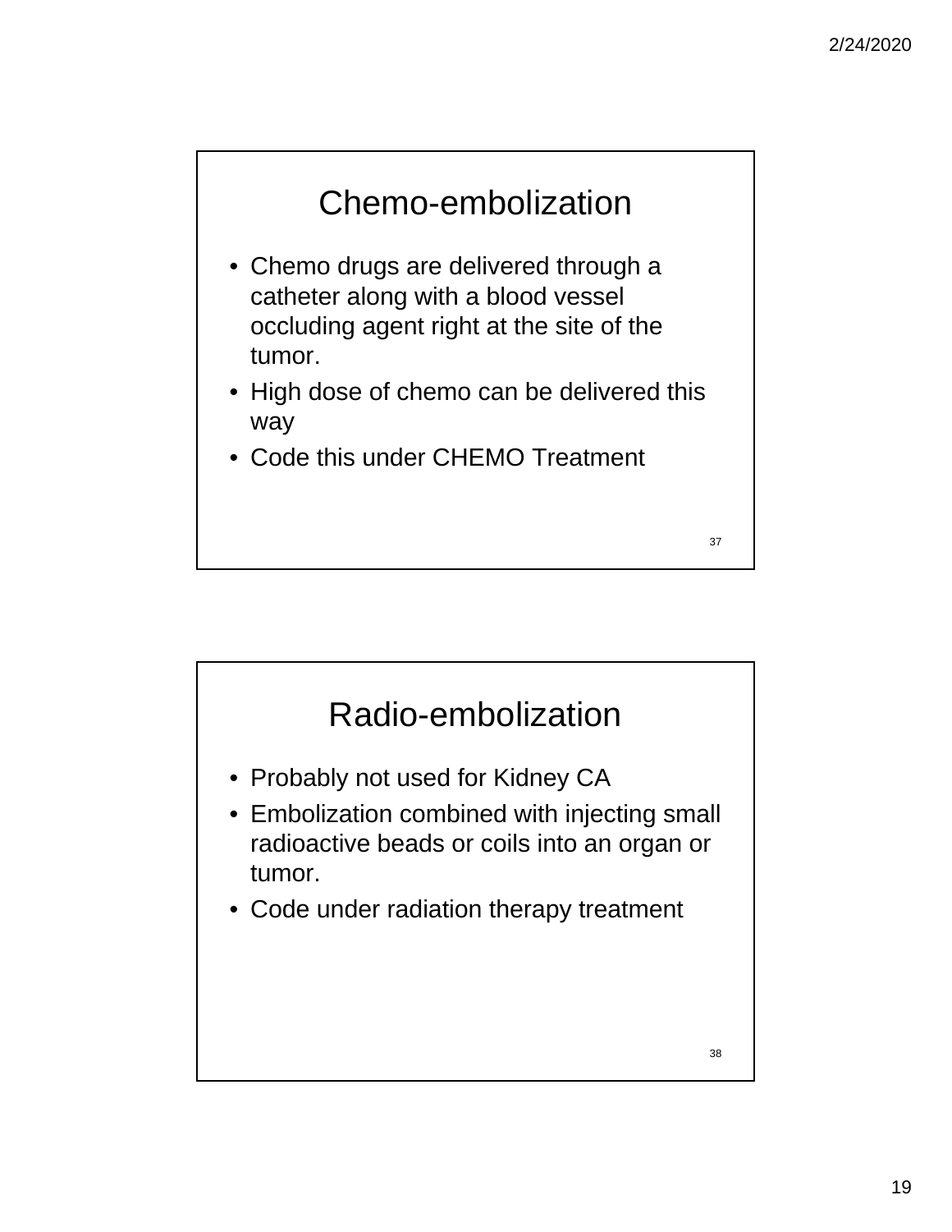## Chemo-embolization

- Chemo drugs are delivered through a catheter along with a blood vessel occluding agent right at the site of the tumor.
- High dose of chemo can be delivered this way
- Code this under CHEMO Treatment

## Radio-embolization

- Probably not used for Kidney CA
- Embolization combined with injecting small radioactive beads or coils into an organ or tumor.
- Code under radiation therapy treatment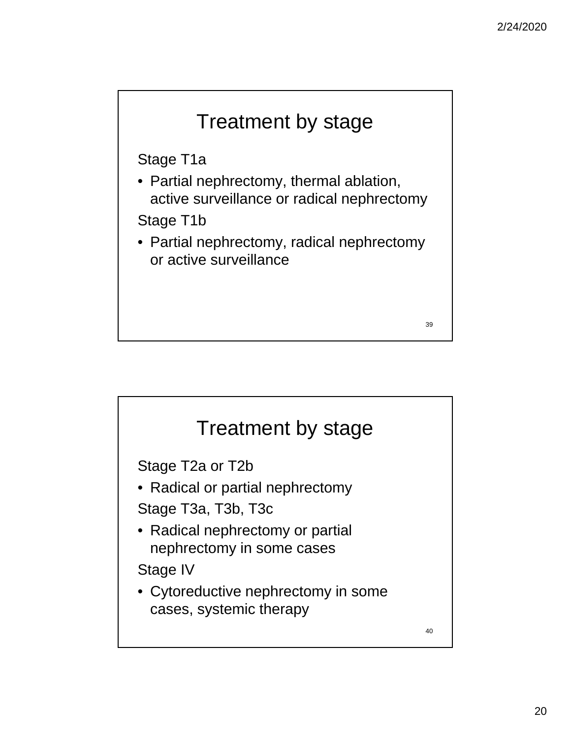## Treatment by stage

Stage T1a

- Partial nephrectomy, thermal ablation, active surveillance or radical nephrectomy

Stage T1b

- Partial nephrectomy, radical nephrectomy or active surveillance

## Treatment by stage

Stage T2a or T2b

- Radical or partial nephrectomy

Stage T3a, T3b, T3c

- Radical nephrectomy or partial nephrectomy in some cases

Stage IV

- Cytoreductive nephrectomy in some cases, systemic therapy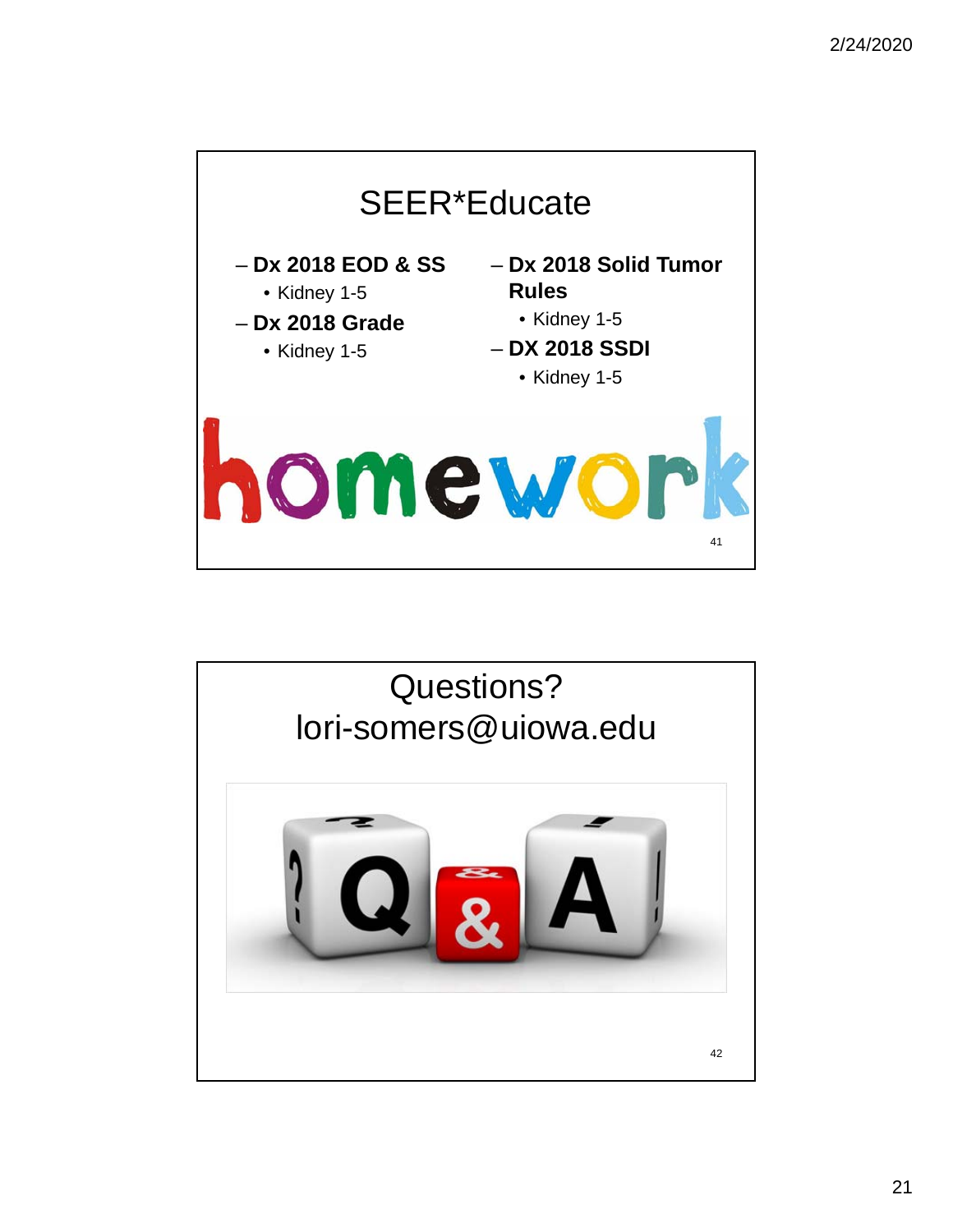## SEER*Educate

- Dx 2018 EOD & SS
  - Kidney 1-5
- Dx 2018 Grade
  - Kidney 1-5
- Dx 2018 Solid Tumor Rules
  - Kidney 1-5
- DX 2018 SSDI
  - Kidney 1-5

homework

## Questions?
lori-somers@uiowa.edu